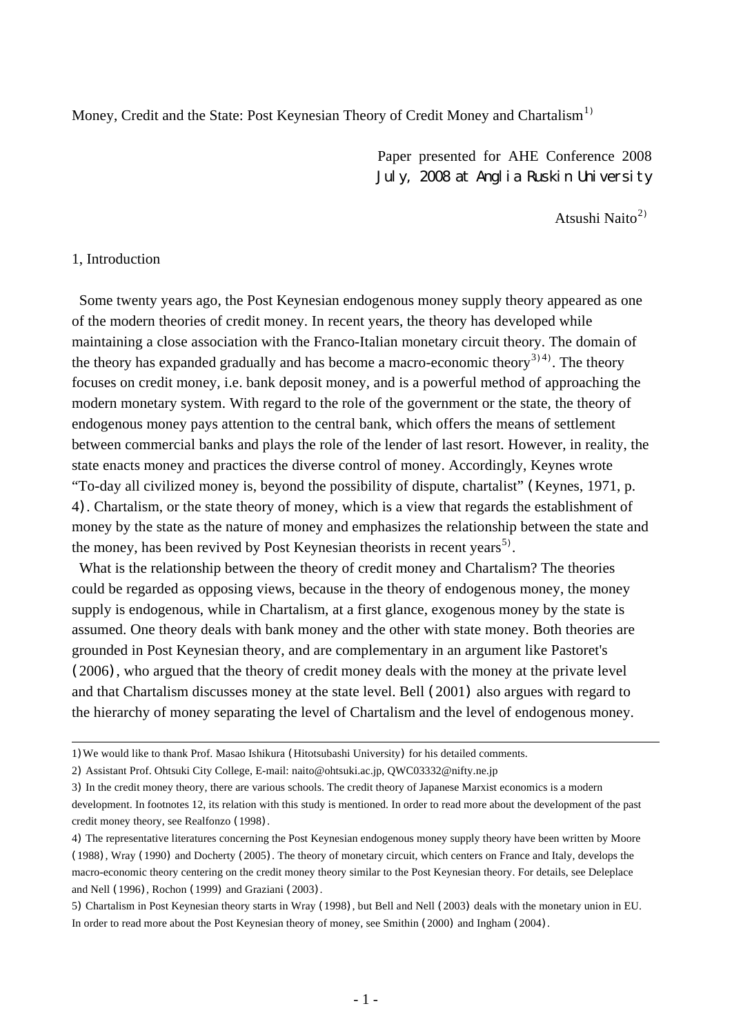# Money, Credit and the State: Post Keynesian Theory of Credit Money and Chartalism[1)]

Paper presented for AHE Conference 2008
July, 2008 at Anglia Ruskin University

Atsushi Naito[2)]

## 1, Introduction

Some twenty years ago, the Post Keynesian endogenous money supply theory appeared as one of the modern theories of credit money. In recent years, the theory has developed while maintaining a close association with the Franco-Italian monetary circuit theory. The domain of the theory has expanded gradually and has become a macro-economic theory[3)4)]. The theory focuses on credit money, i.e. bank deposit money, and is a powerful method of approaching the modern monetary system. With regard to the role of the government or the state, the theory of endogenous money pays attention to the central bank, which offers the means of settlement between commercial banks and plays the role of the lender of last resort. However, in reality, the state enacts money and practices the diverse control of money. Accordingly, Keynes wrote "To-day all civilized money is, beyond the possibility of dispute, chartalist" (Keynes, 1971, p. 4). Chartalism, or the state theory of money, which is a view that regards the establishment of money by the state as the nature of money and emphasizes the relationship between the state and the money, has been revived by Post Keynesian theorists in recent years[5)].

What is the relationship between the theory of credit money and Chartalism? The theories could be regarded as opposing views, because in the theory of endogenous money, the money supply is endogenous, while in Chartalism, at a first glance, exogenous money by the state is assumed. One theory deals with bank money and the other with state money. Both theories are grounded in Post Keynesian theory, and are complementary in an argument like Pastoret's (2006), who argued that the theory of credit money deals with the money at the private level and that Chartalism discusses money at the state level. Bell (2001) also argues with regard to the hierarchy of money separating the level of Chartalism and the level of endogenous money.

---

1) We would like to thank Prof. Masao Ishikura (Hitotsubashi University) for his detailed comments.

2) Assistant Prof. Ohtsuki City College, E-mail: naito@ohtsuki.ac.jp, QWC03332@nifty.ne.jp

3) In the credit money theory, there are various schools. The credit theory of Japanese Marxist economics is a modern development. In footnotes 12, its relation with this study is mentioned. In order to read more about the development of the past credit money theory, see Realfonzo (1998).

4) The representative literatures concerning the Post Keynesian endogenous money supply theory have been written by Moore (1988), Wray (1990) and Docherty (2005). The theory of monetary circuit, which centers on France and Italy, develops the macro-economic theory centering on the credit money theory similar to the Post Keynesian theory. For details, see Deleplace and Nell (1996), Rochon (1999) and Graziani (2003).

5) Chartalism in Post Keynesian theory starts in Wray (1998), but Bell and Nell (2003) deals with the monetary union in EU. In order to read more about the Post Keynesian theory of money, see Smithin (2000) and Ingham (2004).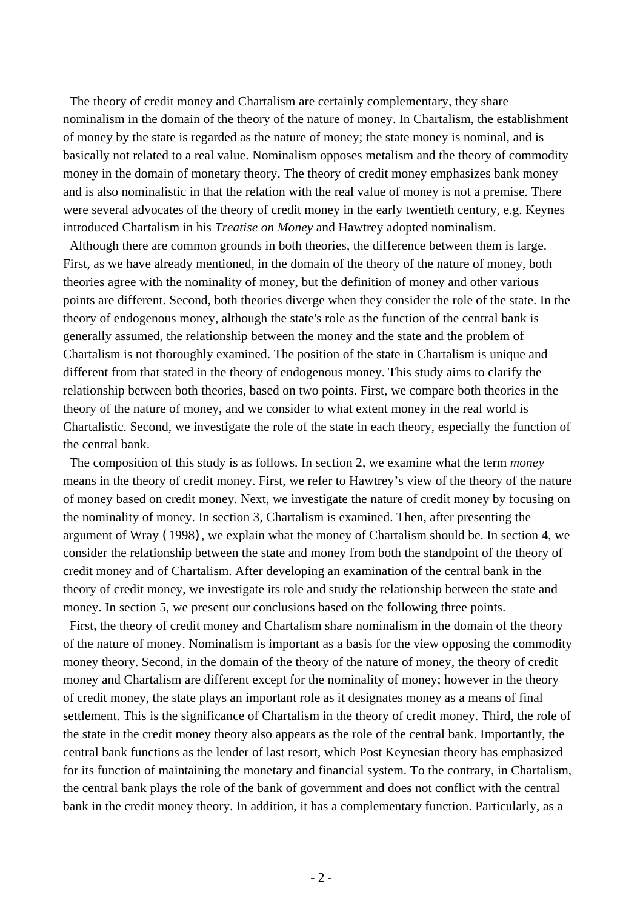The theory of credit money and Chartalism are certainly complementary, they share nominalism in the domain of the theory of the nature of money. In Chartalism, the establishment of money by the state is regarded as the nature of money; the state money is nominal, and is basically not related to a real value. Nominalism opposes metalism and the theory of commodity money in the domain of monetary theory. The theory of credit money emphasizes bank money and is also nominalistic in that the relation with the real value of money is not a premise. There were several advocates of the theory of credit money in the early twentieth century, e.g. Keynes introduced Chartalism in his *Treatise on Money* and Hawtrey adopted nominalism.

Although there are common grounds in both theories, the difference between them is large. First, as we have already mentioned, in the domain of the theory of the nature of money, both theories agree with the nominality of money, but the definition of money and other various points are different. Second, both theories diverge when they consider the role of the state. In the theory of endogenous money, although the state's role as the function of the central bank is generally assumed, the relationship between the money and the state and the problem of Chartalism is not thoroughly examined. The position of the state in Chartalism is unique and different from that stated in the theory of endogenous money. This study aims to clarify the relationship between both theories, based on two points. First, we compare both theories in the theory of the nature of money, and we consider to what extent money in the real world is Chartalistic. Second, we investigate the role of the state in each theory, especially the function of the central bank.

The composition of this study is as follows. In section 2, we examine what the term *money* means in the theory of credit money. First, we refer to Hawtrey's view of the theory of the nature of money based on credit money. Next, we investigate the nature of credit money by focusing on the nominality of money. In section 3, Chartalism is examined. Then, after presenting the argument of Wray (1998), we explain what the money of Chartalism should be. In section 4, we consider the relationship between the state and money from both the standpoint of the theory of credit money and of Chartalism. After developing an examination of the central bank in the theory of credit money, we investigate its role and study the relationship between the state and money. In section 5, we present our conclusions based on the following three points.

First, the theory of credit money and Chartalism share nominalism in the domain of the theory of the nature of money. Nominalism is important as a basis for the view opposing the commodity money theory. Second, in the domain of the theory of the nature of money, the theory of credit money and Chartalism are different except for the nominality of money; however in the theory of credit money, the state plays an important role as it designates money as a means of final settlement. This is the significance of Chartalism in the theory of credit money. Third, the role of the state in the credit money theory also appears as the role of the central bank. Importantly, the central bank functions as the lender of last resort, which Post Keynesian theory has emphasized for its function of maintaining the monetary and financial system. To the contrary, in Chartalism, the central bank plays the role of the bank of government and does not conflict with the central bank in the credit money theory. In addition, it has a complementary function. Particularly, as a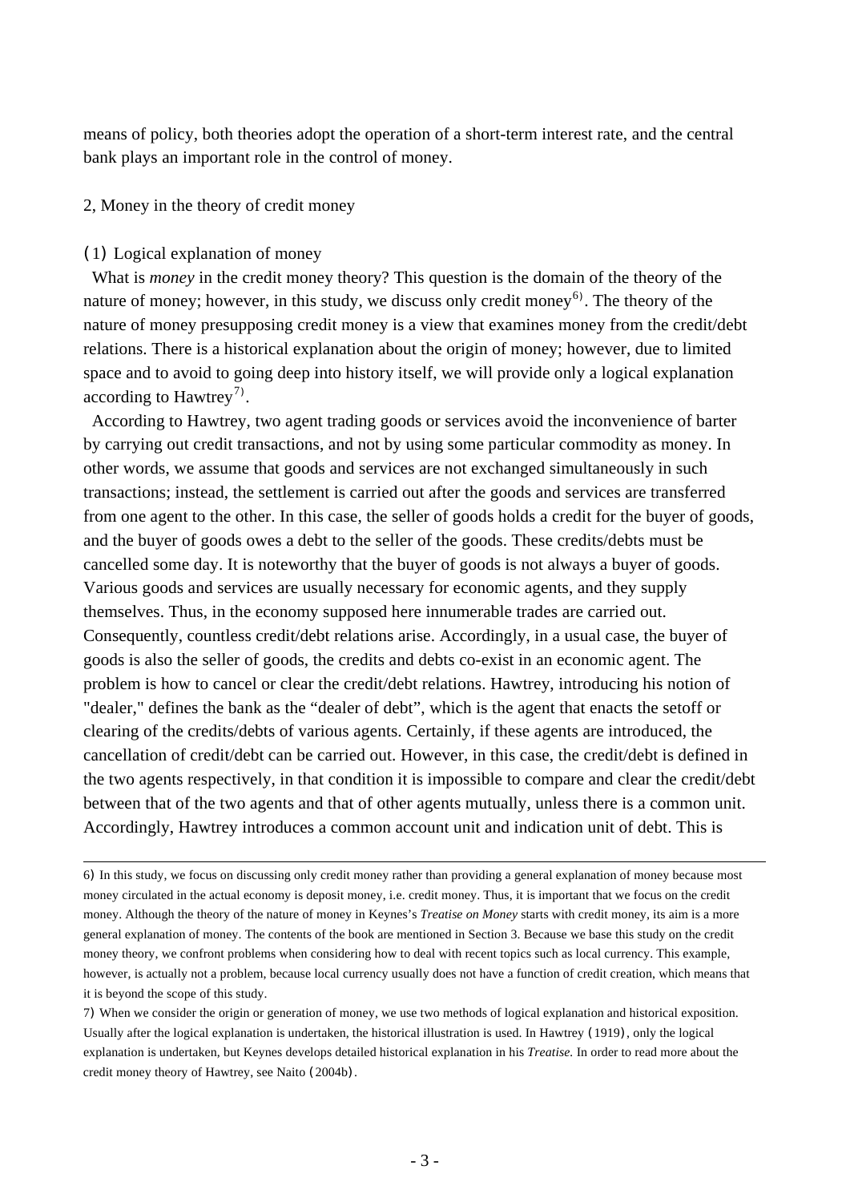means of policy, both theories adopt the operation of a short-term interest rate, and the central bank plays an important role in the control of money.

## 2, Money in the theory of credit money

### (1) Logical explanation of money

What is *money* in the credit money theory? This question is the domain of the theory of the nature of money; however, in this study, we discuss only credit money[6)]. The theory of the nature of money presupposing credit money is a view that examines money from the credit/debt relations. There is a historical explanation about the origin of money; however, due to limited space and to avoid to going deep into history itself, we will provide only a logical explanation according to Hawtrey[7)].

According to Hawtrey, two agent trading goods or services avoid the inconvenience of barter by carrying out credit transactions, and not by using some particular commodity as money. In other words, we assume that goods and services are not exchanged simultaneously in such transactions; instead, the settlement is carried out after the goods and services are transferred from one agent to the other. In this case, the seller of goods holds a credit for the buyer of goods, and the buyer of goods owes a debt to the seller of the goods. These credits/debts must be cancelled some day. It is noteworthy that the buyer of goods is not always a buyer of goods. Various goods and services are usually necessary for economic agents, and they supply themselves. Thus, in the economy supposed here innumerable trades are carried out. Consequently, countless credit/debt relations arise. Accordingly, in a usual case, the buyer of goods is also the seller of goods, the credits and debts co-exist in an economic agent. The problem is how to cancel or clear the credit/debt relations. Hawtrey, introducing his notion of "dealer," defines the bank as the "dealer of debt", which is the agent that enacts the setoff or clearing of the credits/debts of various agents. Certainly, if these agents are introduced, the cancellation of credit/debt can be carried out. However, in this case, the credit/debt is defined in the two agents respectively, in that condition it is impossible to compare and clear the credit/debt between that of the two agents and that of other agents mutually, unless there is a common unit. Accordingly, Hawtrey introduces a common account unit and indication unit of debt. This is

---

6) In this study, we focus on discussing only credit money rather than providing a general explanation of money because most money circulated in the actual economy is deposit money, i.e. credit money. Thus, it is important that we focus on the credit money. Although the theory of the nature of money in Keynes's *Treatise on Money* starts with credit money, its aim is a more general explanation of money. The contents of the book are mentioned in Section 3. Because we base this study on the credit money theory, we confront problems when considering how to deal with recent topics such as local currency. This example, however, is actually not a problem, because local currency usually does not have a function of credit creation, which means that it is beyond the scope of this study.

7) When we consider the origin or generation of money, we use two methods of logical explanation and historical exposition. Usually after the logical explanation is undertaken, the historical illustration is used. In Hawtrey (1919), only the logical explanation is undertaken, but Keynes develops detailed historical explanation in his *Treatise*. In order to read more about the credit money theory of Hawtrey, see Naito (2004b).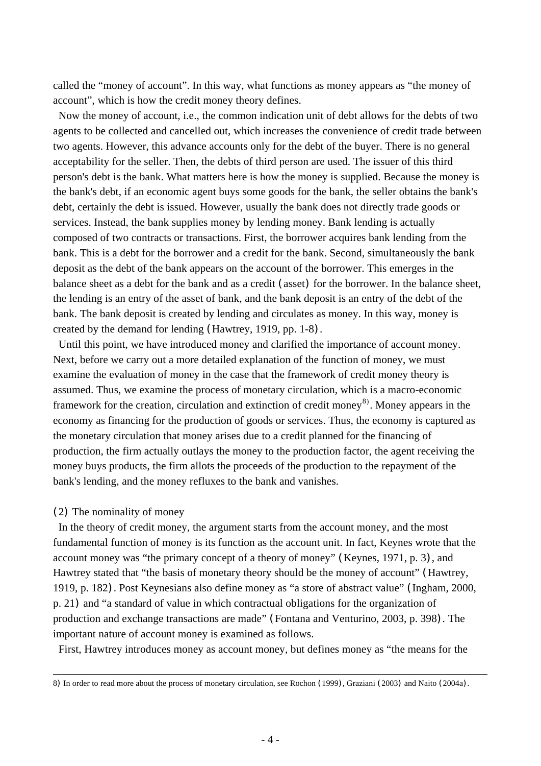called the "money of account". In this way, what functions as money appears as "the money of account", which is how the credit money theory defines.

Now the money of account, i.e., the common indication unit of debt allows for the debts of two agents to be collected and cancelled out, which increases the convenience of credit trade between two agents. However, this advance accounts only for the debt of the buyer. There is no general acceptability for the seller. Then, the debts of third person are used. The issuer of this third person's debt is the bank. What matters here is how the money is supplied. Because the money is the bank's debt, if an economic agent buys some goods for the bank, the seller obtains the bank's debt, certainly the debt is issued. However, usually the bank does not directly trade goods or services. Instead, the bank supplies money by lending money. Bank lending is actually composed of two contracts or transactions. First, the borrower acquires bank lending from the bank. This is a debt for the borrower and a credit for the bank. Second, simultaneously the bank deposit as the debt of the bank appears on the account of the borrower. This emerges in the balance sheet as a debt for the bank and as a credit (asset) for the borrower. In the balance sheet, the lending is an entry of the asset of bank, and the bank deposit is an entry of the debt of the bank. The bank deposit is created by lending and circulates as money. In this way, money is created by the demand for lending (Hawtrey, 1919, pp. 1-8).

Until this point, we have introduced money and clarified the importance of account money. Next, before we carry out a more detailed explanation of the function of money, we must examine the evaluation of money in the case that the framework of credit money theory is assumed. Thus, we examine the process of monetary circulation, which is a macro-economic framework for the creation, circulation and extinction of credit money[8]. Money appears in the economy as financing for the production of goods or services. Thus, the economy is captured as the monetary circulation that money arises due to a credit planned for the financing of production, the firm actually outlays the money to the production factor, the agent receiving the money buys products, the firm allots the proceeds of the production to the repayment of the bank's lending, and the money refluxes to the bank and vanishes.

### (2) The nominality of money

In the theory of credit money, the argument starts from the account money, and the most fundamental function of money is its function as the account unit. In fact, Keynes wrote that the account money was "the primary concept of a theory of money" (Keynes, 1971, p. 3), and Hawtrey stated that "the basis of monetary theory should be the money of account" (Hawtrey, 1919, p. 182). Post Keynesians also define money as "a store of abstract value" (Ingham, 2000, p. 21) and "a standard of value in which contractual obligations for the organization of production and exchange transactions are made" (Fontana and Venturino, 2003, p. 398). The important nature of account money is examined as follows.

First, Hawtrey introduces money as account money, but defines money as "the means for the

---

8) In order to read more about the process of monetary circulation, see Rochon (1999), Graziani (2003) and Naito (2004a).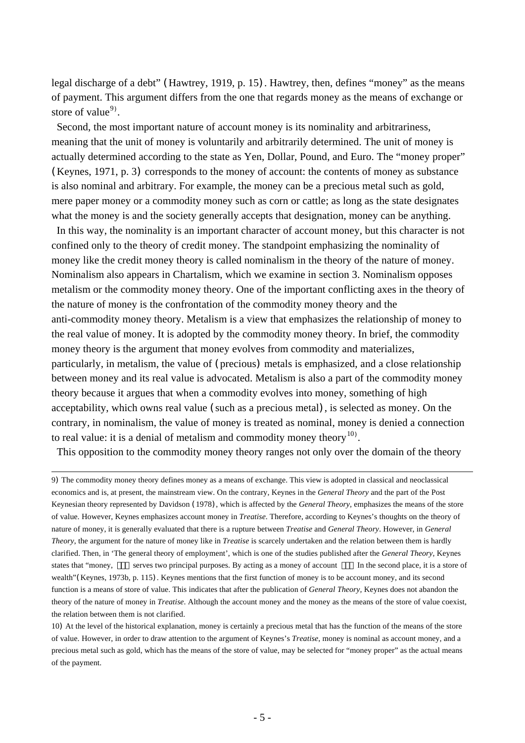legal discharge of a debt" (Hawtrey, 1919, p. 15). Hawtrey, then, defines "money" as the means of payment. This argument differs from the one that regards money as the means of exchange or store of value[9].

Second, the most important nature of account money is its nominality and arbitrariness, meaning that the unit of money is voluntarily and arbitrarily determined. The unit of money is actually determined according to the state as Yen, Dollar, Pound, and Euro. The "money proper" (Keynes, 1971, p. 3) corresponds to the money of account: the contents of money as substance is also nominal and arbitrary. For example, the money can be a precious metal such as gold, mere paper money or a commodity money such as corn or cattle; as long as the state designates what the money is and the society generally accepts that designation, money can be anything.

In this way, the nominality is an important character of account money, but this character is not confined only to the theory of credit money. The standpoint emphasizing the nominality of money like the credit money theory is called nominalism in the theory of the nature of money. Nominalism also appears in Chartalism, which we examine in section 3. Nominalism opposes metalism or the commodity money theory. One of the important conflicting axes in the theory of the nature of money is the confrontation of the commodity money theory and the anti-commodity money theory. Metalism is a view that emphasizes the relationship of money to the real value of money. It is adopted by the commodity money theory. In brief, the commodity money theory is the argument that money evolves from commodity and materializes, particularly, in metalism, the value of (precious) metals is emphasized, and a close relationship between money and its real value is advocated. Metalism is also a part of the commodity money theory because it argues that when a commodity evolves into money, something of high acceptability, which owns real value (such as a precious metal), is selected as money. On the contrary, in nominalism, the value of money is treated as nominal, money is denied a connection to real value: it is a denial of metalism and commodity money theory[10].

This opposition to the commodity money theory ranges not only over the domain of the theory

---

9) The commodity money theory defines money as a means of exchange. This view is adopted in classical and neoclassical economics and is, at present, the mainstream view. On the contrary, Keynes in the *General Theory* and the part of the Post Keynesian theory represented by Davidson (1978), which is affected by the *General Theory*, emphasizes the means of the store of value. However, Keynes emphasizes account money in *Treatise*. Therefore, according to Keynes's thoughts on the theory of nature of money, it is generally evaluated that there is a rupture between *Treatise* and *General Theory*. However, in *General Theory*, the argument for the nature of money like in *Treatise* is scarcely undertaken and the relation between them is hardly clarified. Then, in 'The general theory of employment', which is one of the studies published after the *General Theory*, Keynes states that "money, … serves two principal purposes. By acting as a money of account … In the second place, it is a store of wealth"(Keynes, 1973b, p. 115). Keynes mentions that the first function of money is to be account money, and its second function is a means of store of value. This indicates that after the publication of *General Theory*, Keynes does not abandon the theory of the nature of money in *Treatise*. Although the account money and the money as the means of the store of value coexist, the relation between them is not clarified.

10) At the level of the historical explanation, money is certainly a precious metal that has the function of the means of the store of value. However, in order to draw attention to the argument of Keynes's *Treatise*, money is nominal as account money, and a precious metal such as gold, which has the means of the store of value, may be selected for "money proper" as the actual means of the payment.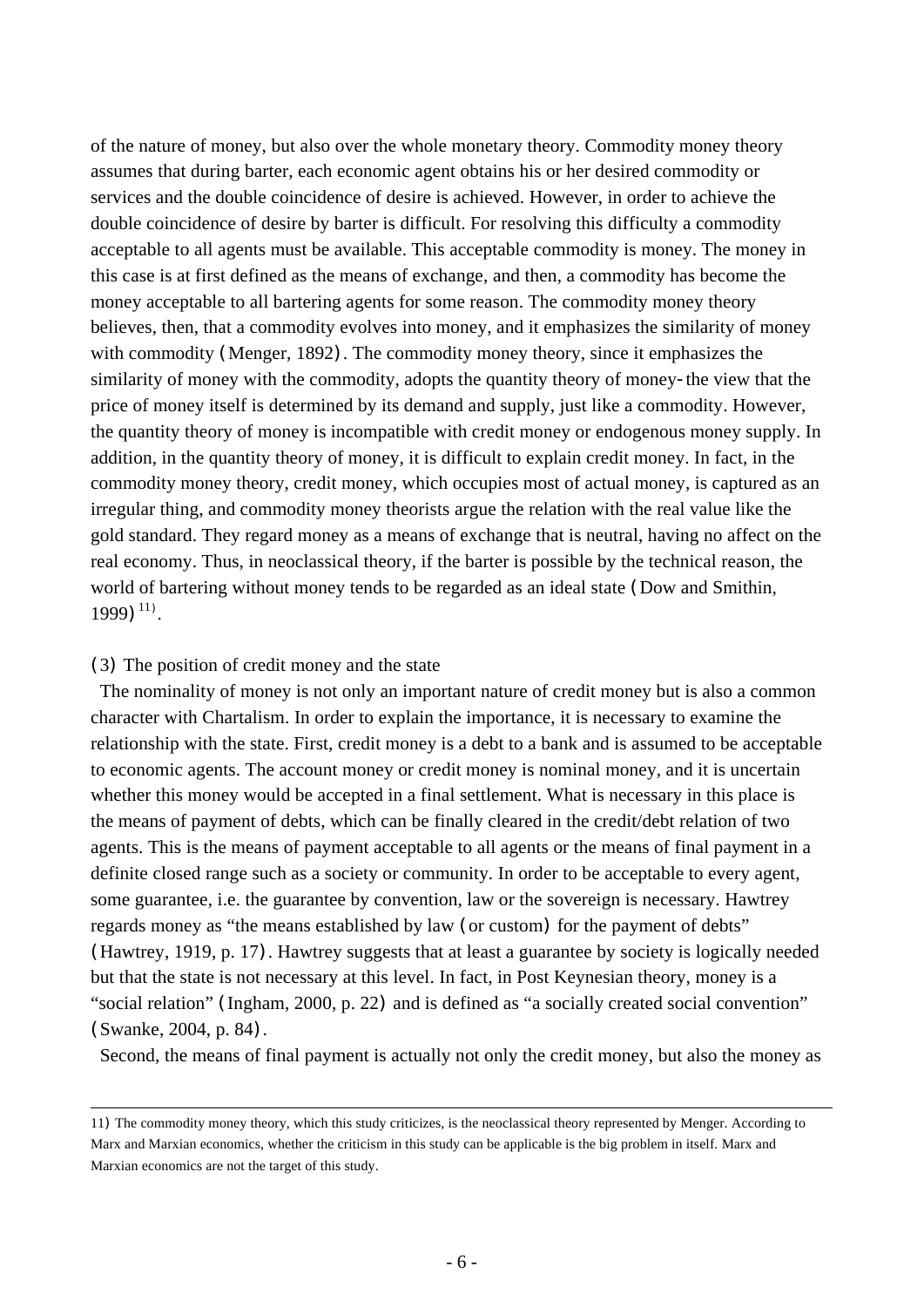of the nature of money, but also over the whole monetary theory. Commodity money theory assumes that during barter, each economic agent obtains his or her desired commodity or services and the double coincidence of desire is achieved. However, in order to achieve the double coincidence of desire by barter is difficult. For resolving this difficulty a commodity acceptable to all agents must be available. This acceptable commodity is money. The money in this case is at first defined as the means of exchange, and then, a commodity has become the money acceptable to all bartering agents for some reason. The commodity money theory believes, then, that a commodity evolves into money, and it emphasizes the similarity of money with commodity（Menger, 1892）. The commodity money theory, since it emphasizes the similarity of money with the commodity, adopts the quantity theory of money‐the view that the price of money itself is determined by its demand and supply, just like a commodity. However, the quantity theory of money is incompatible with credit money or endogenous money supply. In addition, in the quantity theory of money, it is difficult to explain credit money. In fact, in the commodity money theory, credit money, which occupies most of actual money, is captured as an irregular thing, and commodity money theorists argue the relation with the real value like the gold standard. They regard money as a means of exchange that is neutral, having no affect on the real economy. Thus, in neoclassical theory, if the barter is possible by the technical reason, the world of bartering without money tends to be regarded as an ideal state（Dow and Smithin, 1999）[11].

（3）The position of credit money and the state

The nominality of money is not only an important nature of credit money but is also a common character with Chartalism. In order to explain the importance, it is necessary to examine the relationship with the state. First, credit money is a debt to a bank and is assumed to be acceptable to economic agents. The account money or credit money is nominal money, and it is uncertain whether this money would be accepted in a final settlement. What is necessary in this place is the means of payment of debts, which can be finally cleared in the credit/debt relation of two agents. This is the means of payment acceptable to all agents or the means of final payment in a definite closed range such as a society or community. In order to be acceptable to every agent, some guarantee, i.e. the guarantee by convention, law or the sovereign is necessary. Hawtrey regards money as "the means established by law（or custom）for the payment of debts"（Hawtrey, 1919, p. 17）. Hawtrey suggests that at least a guarantee by society is logically needed but that the state is not necessary at this level. In fact, in Post Keynesian theory, money is a "social relation"（Ingham, 2000, p. 22）and is defined as "a socially created social convention"（Swanke, 2004, p. 84）.

Second, the means of final payment is actually not only the credit money, but also the money as

---

11）The commodity money theory, which this study criticizes, is the neoclassical theory represented by Menger. According to Marx and Marxian economics, whether the criticism in this study can be applicable is the big problem in itself. Marx and Marxian economics are not the target of this study.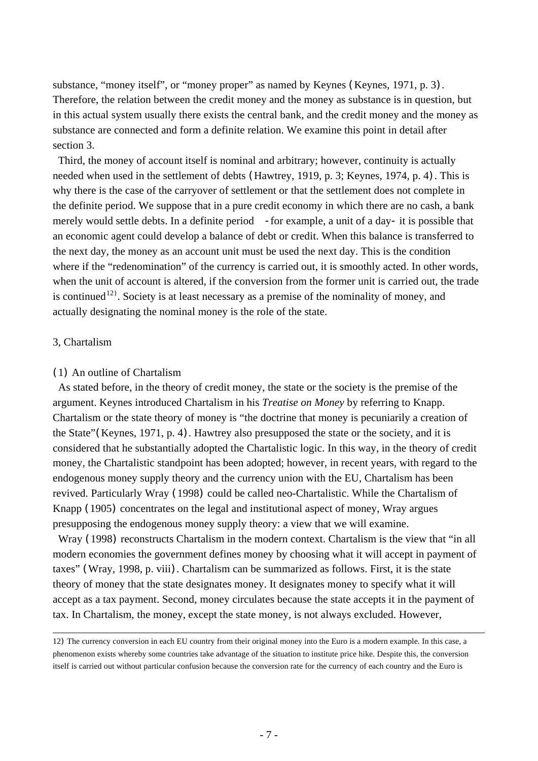substance, "money itself", or "money proper" as named by Keynes (Keynes, 1971, p. 3). Therefore, the relation between the credit money and the money as substance is in question, but in this actual system usually there exists the central bank, and the credit money and the money as substance are connected and form a definite relation. We examine this point in detail after section 3.

Third, the money of account itself is nominal and arbitrary; however, continuity is actually needed when used in the settlement of debts (Hawtrey, 1919, p. 3; Keynes, 1974, p. 4). This is why there is the case of the carryover of settlement or that the settlement does not complete in the definite period. We suppose that in a pure credit economy in which there are no cash, a bank merely would settle debts. In a definite period -for example, a unit of a day- it is possible that an economic agent could develop a balance of debt or credit. When this balance is transferred to the next day, the money as an account unit must be used the next day. This is the condition where if the "redenomination" of the currency is carried out, it is smoothly acted. In other words, when the unit of account is altered, if the conversion from the former unit is carried out, the trade is continued[12]. Society is at least necessary as a premise of the nominality of money, and actually designating the nominal money is the role of the state.

## 3, Chartalism

### (1) An outline of Chartalism

As stated before, in the theory of credit money, the state or the society is the premise of the argument. Keynes introduced Chartalism in his *Treatise on Money* by referring to Knapp. Chartalism or the state theory of money is "the doctrine that money is pecuniarily a creation of the State"(Keynes, 1971, p. 4). Hawtrey also presupposed the state or the society, and it is considered that he substantially adopted the Chartalistic logic. In this way, in the theory of credit money, the Chartalistic standpoint has been adopted; however, in recent years, with regard to the endogenous money supply theory and the currency union with the EU, Chartalism has been revived. Particularly Wray (1998) could be called neo-Chartalistic. While the Chartalism of Knapp (1905) concentrates on the legal and institutional aspect of money, Wray argues presupposing the endogenous money supply theory: a view that we will examine.

Wray (1998) reconstructs Chartalism in the modern context. Chartalism is the view that "in all modern economies the government defines money by choosing what it will accept in payment of taxes" (Wray, 1998, p. viii). Chartalism can be summarized as follows. First, it is the state theory of money that the state designates money. It designates money to specify what it will accept as a tax payment. Second, money circulates because the state accepts it in the payment of tax. In Chartalism, the money, except the state money, is not always excluded. However,

---

12) The currency conversion in each EU country from their original money into the Euro is a modern example. In this case, a phenomenon exists whereby some countries take advantage of the situation to institute price hike. Despite this, the conversion itself is carried out without particular confusion because the conversion rate for the currency of each country and the Euro is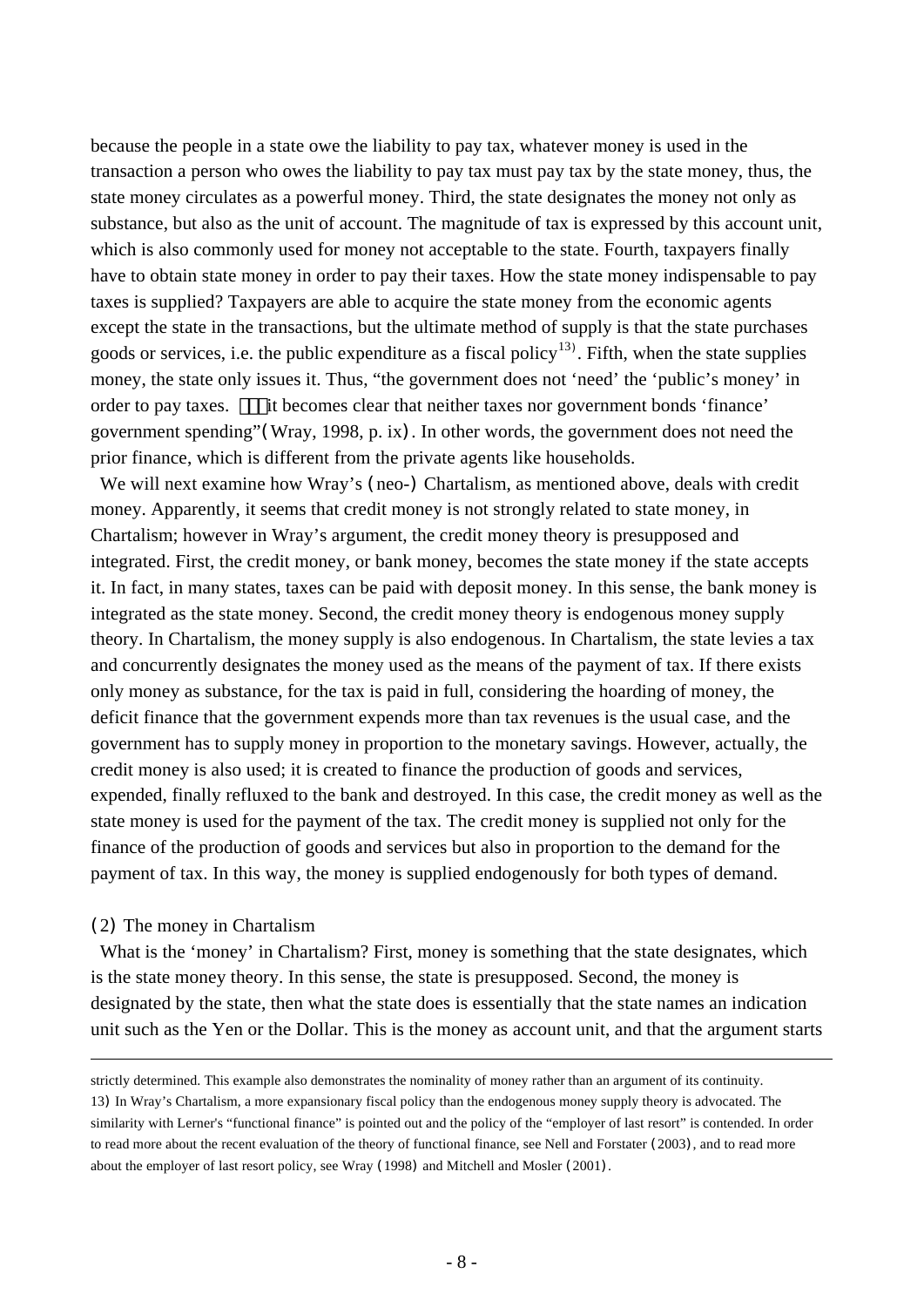because the people in a state owe the liability to pay tax, whatever money is used in the transaction a person who owes the liability to pay tax must pay tax by the state money, thus, the state money circulates as a powerful money. Third, the state designates the money not only as substance, but also as the unit of account. The magnitude of tax is expressed by this account unit, which is also commonly used for money not acceptable to the state. Fourth, taxpayers finally have to obtain state money in order to pay their taxes. How the state money indispensable to pay taxes is supplied? Taxpayers are able to acquire the state money from the economic agents except the state in the transactions, but the ultimate method of supply is that the state purchases goods or services, i.e. the public expenditure as a fiscal policy[13]. Fifth, when the state supplies money, the state only issues it. Thus, "the government does not 'need' the 'public's money' in order to pay taxes. ⋯ it becomes clear that neither taxes nor government bonds 'finance' government spending" (Wray, 1998, p. ix). In other words, the government does not need the prior finance, which is different from the private agents like households.

We will next examine how Wray's (neo-) Chartalism, as mentioned above, deals with credit money. Apparently, it seems that credit money is not strongly related to state money, in Chartalism; however in Wray's argument, the credit money theory is presupposed and integrated. First, the credit money, or bank money, becomes the state money if the state accepts it. In fact, in many states, taxes can be paid with deposit money. In this sense, the bank money is integrated as the state money. Second, the credit money theory is endogenous money supply theory. In Chartalism, the money supply is also endogenous. In Chartalism, the state levies a tax and concurrently designates the money used as the means of the payment of tax. If there exists only money as substance, for the tax is paid in full, considering the hoarding of money, the deficit finance that the government expends more than tax revenues is the usual case, and the government has to supply money in proportion to the monetary savings. However, actually, the credit money is also used; it is created to finance the production of goods and services, expended, finally refluxed to the bank and destroyed. In this case, the credit money as well as the state money is used for the payment of the tax. The credit money is supplied not only for the finance of the production of goods and services but also in proportion to the demand for the payment of tax. In this way, the money is supplied endogenously for both types of demand.

### (2) The money in Chartalism

What is the 'money' in Chartalism? First, money is something that the state designates, which is the state money theory. In this sense, the state is presupposed. Second, the money is designated by the state, then what the state does is essentially that the state names an indication unit such as the Yen or the Dollar. This is the money as account unit, and that the argument starts

---

strictly determined. This example also demonstrates the nominality of money rather than an argument of its continuity.

13) In Wray's Chartalism, a more expansionary fiscal policy than the endogenous money supply theory is advocated. The similarity with Lerner's "functional finance" is pointed out and the policy of the "employer of last resort" is contended. In order to read more about the recent evaluation of the theory of functional finance, see Nell and Forstater (2003), and to read more about the employer of last resort policy, see Wray (1998) and Mitchell and Mosler (2001).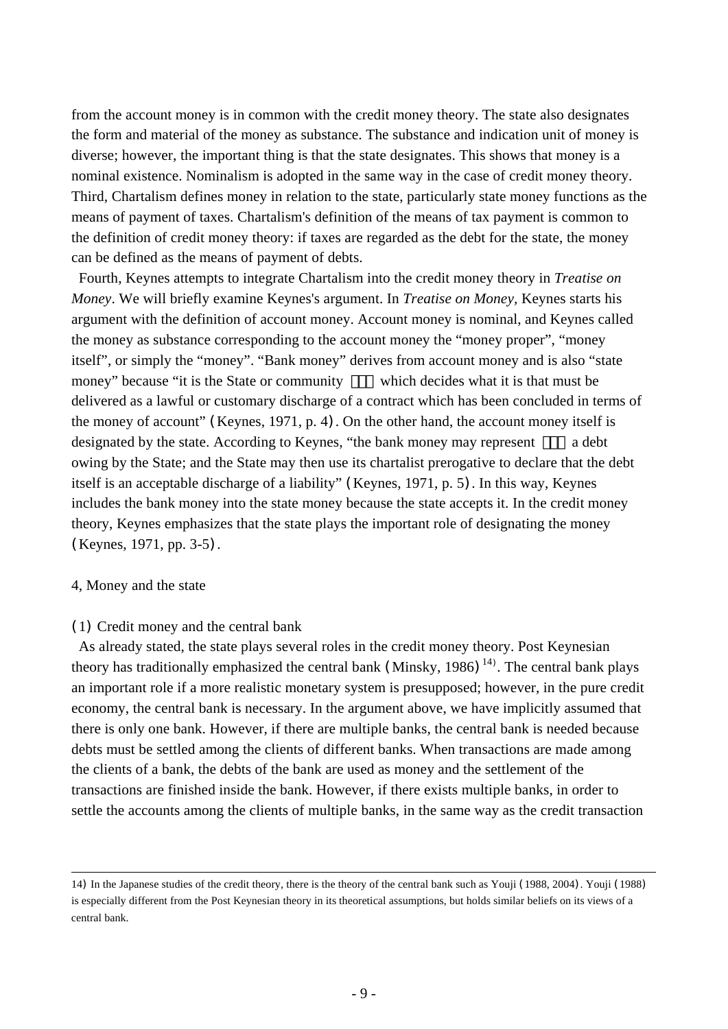from the account money is in common with the credit money theory. The state also designates the form and material of the money as substance. The substance and indication unit of money is diverse; however, the important thing is that the state designates. This shows that money is a nominal existence. Nominalism is adopted in the same way in the case of credit money theory. Third, Chartalism defines money in relation to the state, particularly state money functions as the means of payment of taxes. Chartalism's definition of the means of tax payment is common to the definition of credit money theory: if taxes are regarded as the debt for the state, the money can be defined as the means of payment of debts.

Fourth, Keynes attempts to integrate Chartalism into the credit money theory in *Treatise on Money*. We will briefly examine Keynes's argument. In *Treatise on Money*, Keynes starts his argument with the definition of account money. Account money is nominal, and Keynes called the money as substance corresponding to the account money the "money proper", "money itself", or simply the "money". "Bank money" derives from account money and is also "state money" because "it is the State or community ⋯ which decides what it is that must be delivered as a lawful or customary discharge of a contract which has been concluded in terms of the money of account" (Keynes, 1971, p. 4). On the other hand, the account money itself is designated by the state. According to Keynes, "the bank money may represent ⋯ a debt owing by the State; and the State may then use its chartalist prerogative to declare that the debt itself is an acceptable discharge of a liability" (Keynes, 1971, p. 5). In this way, Keynes includes the bank money into the state money because the state accepts it. In the credit money theory, Keynes emphasizes that the state plays the important role of designating the money (Keynes, 1971, pp. 3-5).

## 4, Money and the state

### (1) Credit money and the central bank

As already stated, the state plays several roles in the credit money theory. Post Keynesian theory has traditionally emphasized the central bank (Minsky, 1986)[14]. The central bank plays an important role if a more realistic monetary system is presupposed; however, in the pure credit economy, the central bank is necessary. In the argument above, we have implicitly assumed that there is only one bank. However, if there are multiple banks, the central bank is needed because debts must be settled among the clients of different banks. When transactions are made among the clients of a bank, the debts of the bank are used as money and the settlement of the transactions are finished inside the bank. However, if there exists multiple banks, in order to settle the accounts among the clients of multiple banks, in the same way as the credit transaction

---

14) In the Japanese studies of the credit theory, there is the theory of the central bank such as Youji (1988, 2004). Youji (1988) is especially different from the Post Keynesian theory in its theoretical assumptions, but holds similar beliefs on its views of a central bank.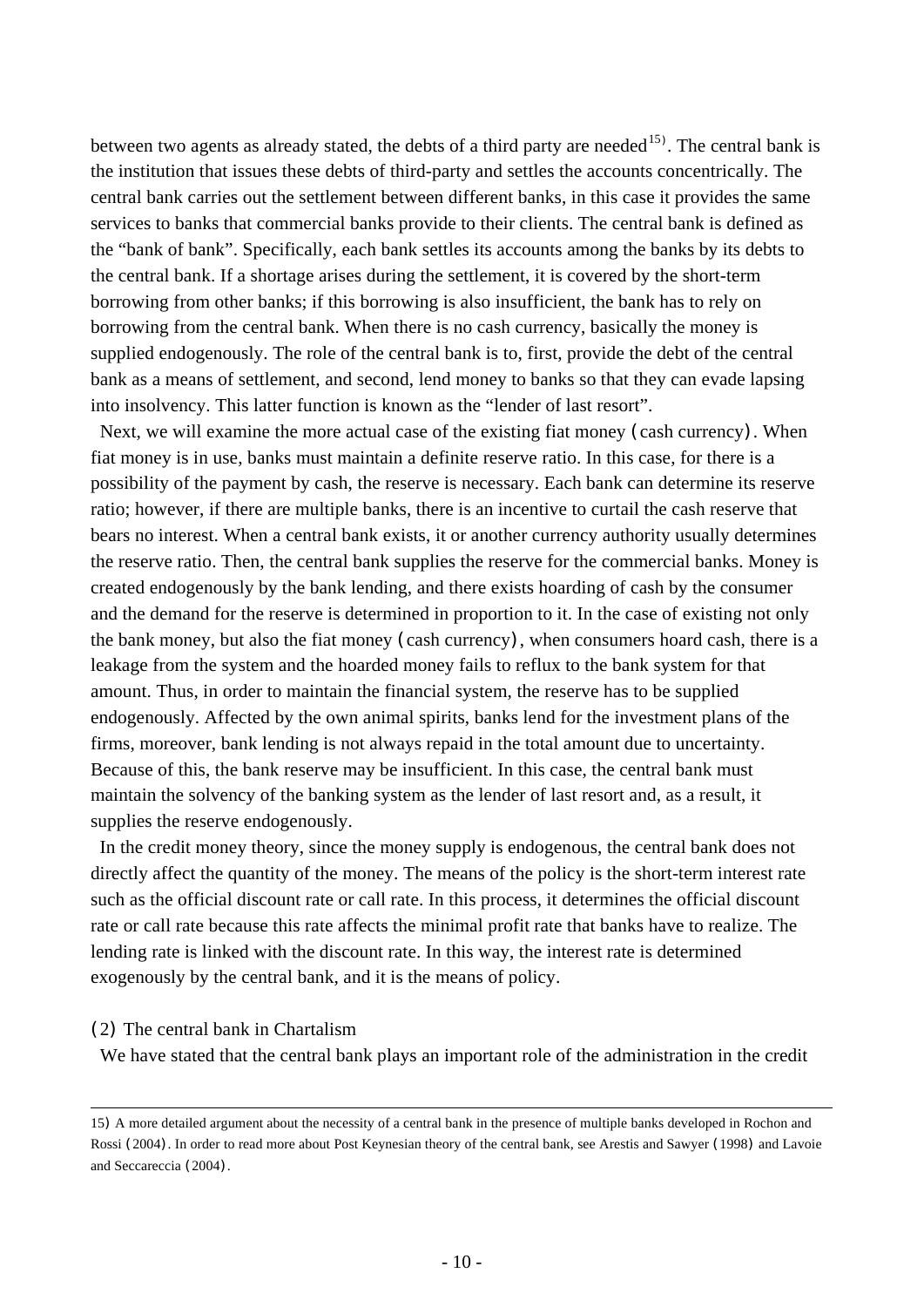between two agents as already stated, the debts of a third party are needed[15]. The central bank is the institution that issues these debts of third-party and settles the accounts concentrically. The central bank carries out the settlement between different banks, in this case it provides the same services to banks that commercial banks provide to their clients. The central bank is defined as the "bank of bank". Specifically, each bank settles its accounts among the banks by its debts to the central bank. If a shortage arises during the settlement, it is covered by the short-term borrowing from other banks; if this borrowing is also insufficient, the bank has to rely on borrowing from the central bank. When there is no cash currency, basically the money is supplied endogenously. The role of the central bank is to, first, provide the debt of the central bank as a means of settlement, and second, lend money to banks so that they can evade lapsing into insolvency. This latter function is known as the "lender of last resort".

Next, we will examine the more actual case of the existing fiat money (cash currency). When fiat money is in use, banks must maintain a definite reserve ratio. In this case, for there is a possibility of the payment by cash, the reserve is necessary. Each bank can determine its reserve ratio; however, if there are multiple banks, there is an incentive to curtail the cash reserve that bears no interest. When a central bank exists, it or another currency authority usually determines the reserve ratio. Then, the central bank supplies the reserve for the commercial banks. Money is created endogenously by the bank lending, and there exists hoarding of cash by the consumer and the demand for the reserve is determined in proportion to it. In the case of existing not only the bank money, but also the fiat money (cash currency), when consumers hoard cash, there is a leakage from the system and the hoarded money fails to reflux to the bank system for that amount. Thus, in order to maintain the financial system, the reserve has to be supplied endogenously. Affected by the own animal spirits, banks lend for the investment plans of the firms, moreover, bank lending is not always repaid in the total amount due to uncertainty. Because of this, the bank reserve may be insufficient. In this case, the central bank must maintain the solvency of the banking system as the lender of last resort and, as a result, it supplies the reserve endogenously.

In the credit money theory, since the money supply is endogenous, the central bank does not directly affect the quantity of the money. The means of the policy is the short-term interest rate such as the official discount rate or call rate. In this process, it determines the official discount rate or call rate because this rate affects the minimal profit rate that banks have to realize. The lending rate is linked with the discount rate. In this way, the interest rate is determined exogenously by the central bank, and it is the means of policy.

### (2) The central bank in Chartalism

We have stated that the central bank plays an important role of the administration in the credit

---

15) A more detailed argument about the necessity of a central bank in the presence of multiple banks developed in Rochon and Rossi (2004). In order to read more about Post Keynesian theory of the central bank, see Arestis and Sawyer (1998) and Lavoie and Seccareccia (2004).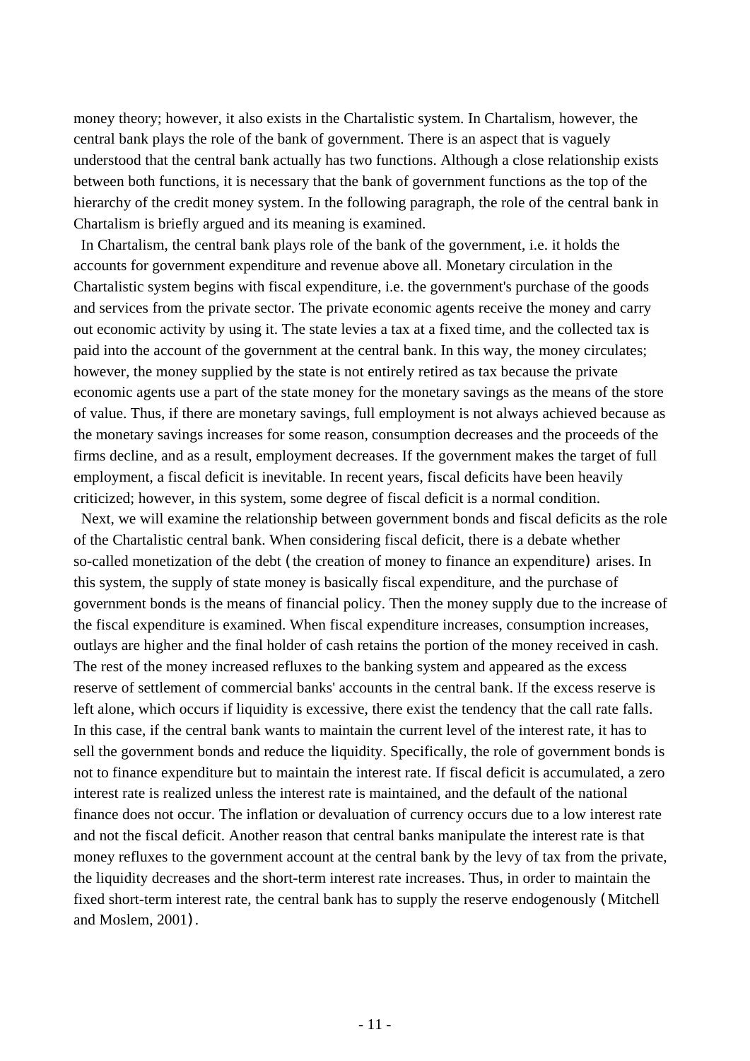money theory; however, it also exists in the Chartalistic system. In Chartalism, however, the central bank plays the role of the bank of government. There is an aspect that is vaguely understood that the central bank actually has two functions. Although a close relationship exists between both functions, it is necessary that the bank of government functions as the top of the hierarchy of the credit money system. In the following paragraph, the role of the central bank in Chartalism is briefly argued and its meaning is examined.

In Chartalism, the central bank plays role of the bank of the government, i.e. it holds the accounts for government expenditure and revenue above all. Monetary circulation in the Chartalistic system begins with fiscal expenditure, i.e. the government's purchase of the goods and services from the private sector. The private economic agents receive the money and carry out economic activity by using it. The state levies a tax at a fixed time, and the collected tax is paid into the account of the government at the central bank. In this way, the money circulates; however, the money supplied by the state is not entirely retired as tax because the private economic agents use a part of the state money for the monetary savings as the means of the store of value. Thus, if there are monetary savings, full employment is not always achieved because as the monetary savings increases for some reason, consumption decreases and the proceeds of the firms decline, and as a result, employment decreases. If the government makes the target of full employment, a fiscal deficit is inevitable. In recent years, fiscal deficits have been heavily criticized; however, in this system, some degree of fiscal deficit is a normal condition.

Next, we will examine the relationship between government bonds and fiscal deficits as the role of the Chartalistic central bank. When considering fiscal deficit, there is a debate whether so-called monetization of the debt (the creation of money to finance an expenditure) arises. In this system, the supply of state money is basically fiscal expenditure, and the purchase of government bonds is the means of financial policy. Then the money supply due to the increase of the fiscal expenditure is examined. When fiscal expenditure increases, consumption increases, outlays are higher and the final holder of cash retains the portion of the money received in cash. The rest of the money increased refluxes to the banking system and appeared as the excess reserve of settlement of commercial banks' accounts in the central bank. If the excess reserve is left alone, which occurs if liquidity is excessive, there exist the tendency that the call rate falls. In this case, if the central bank wants to maintain the current level of the interest rate, it has to sell the government bonds and reduce the liquidity. Specifically, the role of government bonds is not to finance expenditure but to maintain the interest rate. If fiscal deficit is accumulated, a zero interest rate is realized unless the interest rate is maintained, and the default of the national finance does not occur. The inflation or devaluation of currency occurs due to a low interest rate and not the fiscal deficit. Another reason that central banks manipulate the interest rate is that money refluxes to the government account at the central bank by the levy of tax from the private, the liquidity decreases and the short-term interest rate increases. Thus, in order to maintain the fixed short-term interest rate, the central bank has to supply the reserve endogenously (Mitchell and Moslem, 2001).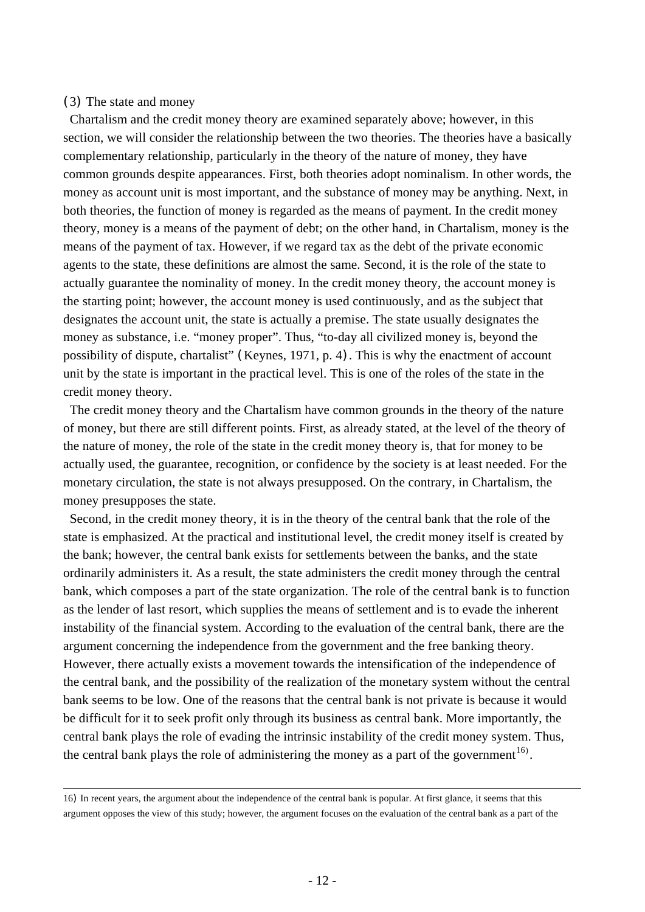### (3) The state and money

Chartalism and the credit money theory are examined separately above; however, in this section, we will consider the relationship between the two theories. The theories have a basically complementary relationship, particularly in the theory of the nature of money, they have common grounds despite appearances. First, both theories adopt nominalism. In other words, the money as account unit is most important, and the substance of money may be anything. Next, in both theories, the function of money is regarded as the means of payment. In the credit money theory, money is a means of the payment of debt; on the other hand, in Chartalism, money is the means of the payment of tax. However, if we regard tax as the debt of the private economic agents to the state, these definitions are almost the same. Second, it is the role of the state to actually guarantee the nominality of money. In the credit money theory, the account money is the starting point; however, the account money is used continuously, and as the subject that designates the account unit, the state is actually a premise. The state usually designates the money as substance, i.e. "money proper". Thus, "to-day all civilized money is, beyond the possibility of dispute, chartalist" (Keynes, 1971, p. 4). This is why the enactment of account unit by the state is important in the practical level. This is one of the roles of the state in the credit money theory.

The credit money theory and the Chartalism have common grounds in the theory of the nature of money, but there are still different points. First, as already stated, at the level of the theory of the nature of money, the role of the state in the credit money theory is, that for money to be actually used, the guarantee, recognition, or confidence by the society is at least needed. For the monetary circulation, the state is not always presupposed. On the contrary, in Chartalism, the money presupposes the state.

Second, in the credit money theory, it is in the theory of the central bank that the role of the state is emphasized. At the practical and institutional level, the credit money itself is created by the bank; however, the central bank exists for settlements between the banks, and the state ordinarily administers it. As a result, the state administers the credit money through the central bank, which composes a part of the state organization. The role of the central bank is to function as the lender of last resort, which supplies the means of settlement and is to evade the inherent instability of the financial system. According to the evaluation of the central bank, there are the argument concerning the independence from the government and the free banking theory. However, there actually exists a movement towards the intensification of the independence of the central bank, and the possibility of the realization of the monetary system without the central bank seems to be low. One of the reasons that the central bank is not private is because it would be difficult for it to seek profit only through its business as central bank. More importantly, the central bank plays the role of evading the intrinsic instability of the credit money system. Thus, the central bank plays the role of administering the money as a part of the government[16].

---

16) In recent years, the argument about the independence of the central bank is popular. At first glance, it seems that this argument opposes the view of this study; however, the argument focuses on the evaluation of the central bank as a part of the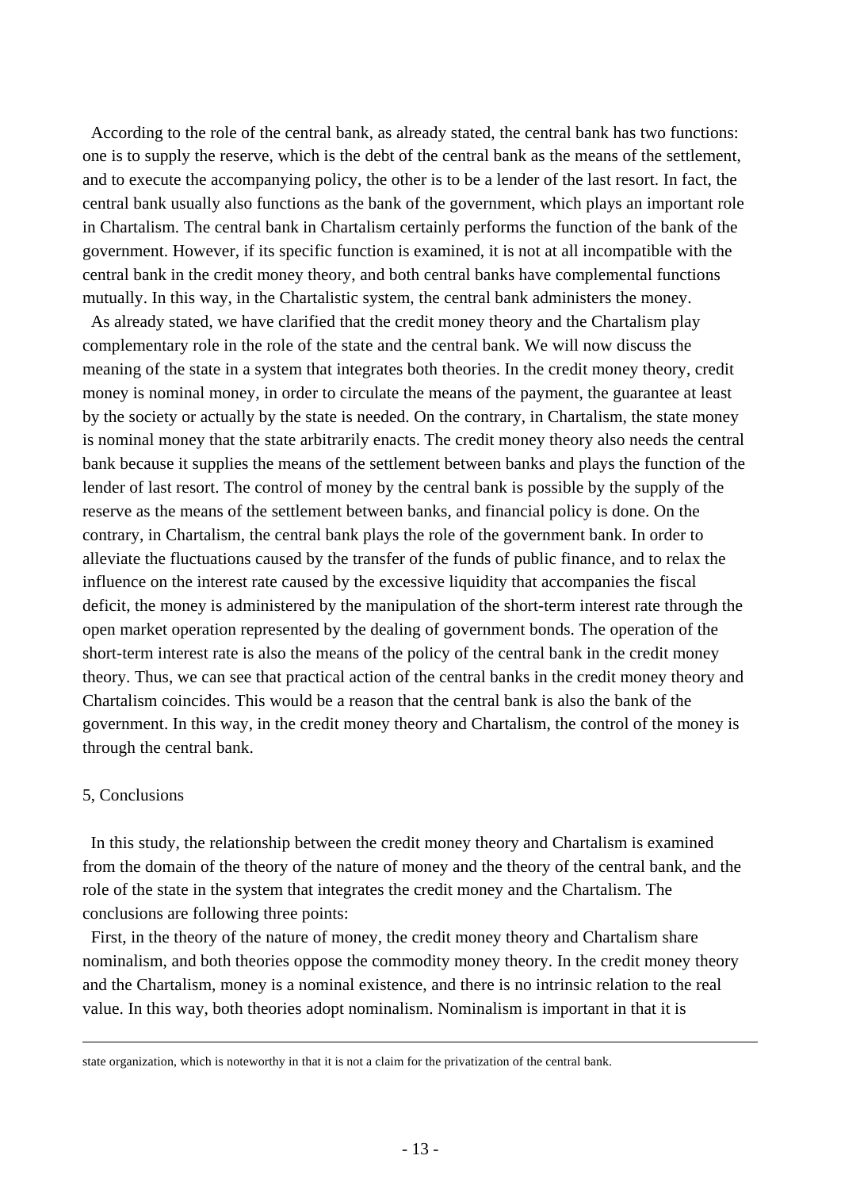According to the role of the central bank, as already stated, the central bank has two functions: one is to supply the reserve, which is the debt of the central bank as the means of the settlement, and to execute the accompanying policy, the other is to be a lender of the last resort. In fact, the central bank usually also functions as the bank of the government, which plays an important role in Chartalism. The central bank in Chartalism certainly performs the function of the bank of the government. However, if its specific function is examined, it is not at all incompatible with the central bank in the credit money theory, and both central banks have complemental functions mutually. In this way, in the Chartalistic system, the central bank administers the money.

As already stated, we have clarified that the credit money theory and the Chartalism play complementary role in the role of the state and the central bank. We will now discuss the meaning of the state in a system that integrates both theories. In the credit money theory, credit money is nominal money, in order to circulate the means of the payment, the guarantee at least by the society or actually by the state is needed. On the contrary, in Chartalism, the state money is nominal money that the state arbitrarily enacts. The credit money theory also needs the central bank because it supplies the means of the settlement between banks and plays the function of the lender of last resort. The control of money by the central bank is possible by the supply of the reserve as the means of the settlement between banks, and financial policy is done. On the contrary, in Chartalism, the central bank plays the role of the government bank. In order to alleviate the fluctuations caused by the transfer of the funds of public finance, and to relax the influence on the interest rate caused by the excessive liquidity that accompanies the fiscal deficit, the money is administered by the manipulation of the short-term interest rate through the open market operation represented by the dealing of government bonds. The operation of the short-term interest rate is also the means of the policy of the central bank in the credit money theory. Thus, we can see that practical action of the central banks in the credit money theory and Chartalism coincides. This would be a reason that the central bank is also the bank of the government. In this way, in the credit money theory and Chartalism, the control of the money is through the central bank.

## 5, Conclusions

In this study, the relationship between the credit money theory and Chartalism is examined from the domain of the theory of the nature of money and the theory of the central bank, and the role of the state in the system that integrates the credit money and the Chartalism. The conclusions are following three points:

First, in the theory of the nature of money, the credit money theory and Chartalism share nominalism, and both theories oppose the commodity money theory. In the credit money theory and the Chartalism, money is a nominal existence, and there is no intrinsic relation to the real value. In this way, both theories adopt nominalism. Nominalism is important in that it is

---

state organization, which is noteworthy in that it is not a claim for the privatization of the central bank.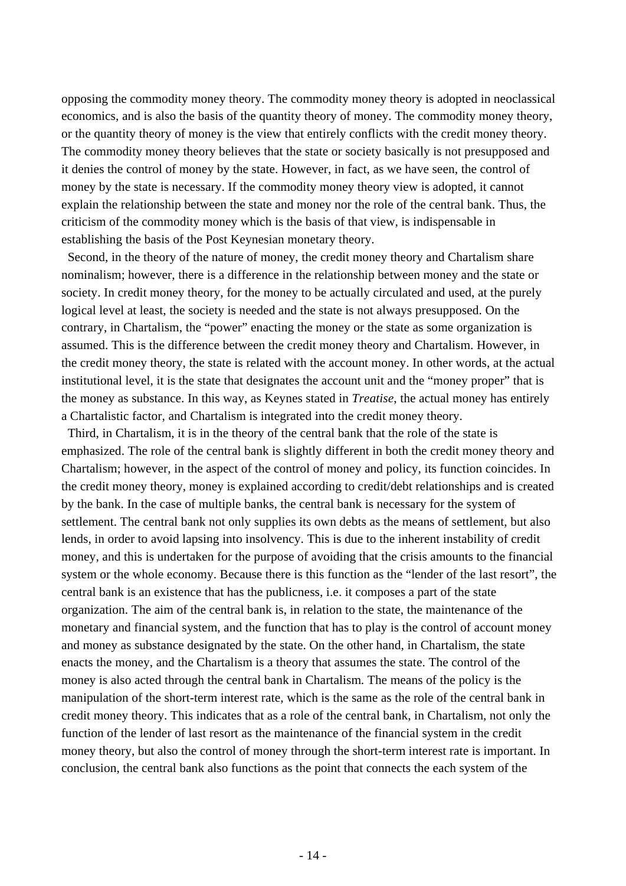opposing the commodity money theory. The commodity money theory is adopted in neoclassical economics, and is also the basis of the quantity theory of money. The commodity money theory, or the quantity theory of money is the view that entirely conflicts with the credit money theory. The commodity money theory believes that the state or society basically is not presupposed and it denies the control of money by the state. However, in fact, as we have seen, the control of money by the state is necessary. If the commodity money theory view is adopted, it cannot explain the relationship between the state and money nor the role of the central bank. Thus, the criticism of the commodity money which is the basis of that view, is indispensable in establishing the basis of the Post Keynesian monetary theory.

Second, in the theory of the nature of money, the credit money theory and Chartalism share nominalism; however, there is a difference in the relationship between money and the state or society. In credit money theory, for the money to be actually circulated and used, at the purely logical level at least, the society is needed and the state is not always presupposed. On the contrary, in Chartalism, the "power" enacting the money or the state as some organization is assumed. This is the difference between the credit money theory and Chartalism. However, in the credit money theory, the state is related with the account money. In other words, at the actual institutional level, it is the state that designates the account unit and the "money proper" that is the money as substance. In this way, as Keynes stated in *Treatise*, the actual money has entirely a Chartalistic factor, and Chartalism is integrated into the credit money theory.

Third, in Chartalism, it is in the theory of the central bank that the role of the state is emphasized. The role of the central bank is slightly different in both the credit money theory and Chartalism; however, in the aspect of the control of money and policy, its function coincides. In the credit money theory, money is explained according to credit/debt relationships and is created by the bank. In the case of multiple banks, the central bank is necessary for the system of settlement. The central bank not only supplies its own debts as the means of settlement, but also lends, in order to avoid lapsing into insolvency. This is due to the inherent instability of credit money, and this is undertaken for the purpose of avoiding that the crisis amounts to the financial system or the whole economy. Because there is this function as the "lender of the last resort", the central bank is an existence that has the publicness, i.e. it composes a part of the state organization. The aim of the central bank is, in relation to the state, the maintenance of the monetary and financial system, and the function that has to play is the control of account money and money as substance designated by the state. On the other hand, in Chartalism, the state enacts the money, and the Chartalism is a theory that assumes the state. The control of the money is also acted through the central bank in Chartalism. The means of the policy is the manipulation of the short-term interest rate, which is the same as the role of the central bank in credit money theory. This indicates that as a role of the central bank, in Chartalism, not only the function of the lender of last resort as the maintenance of the financial system in the credit money theory, but also the control of money through the short-term interest rate is important. In conclusion, the central bank also functions as the point that connects the each system of the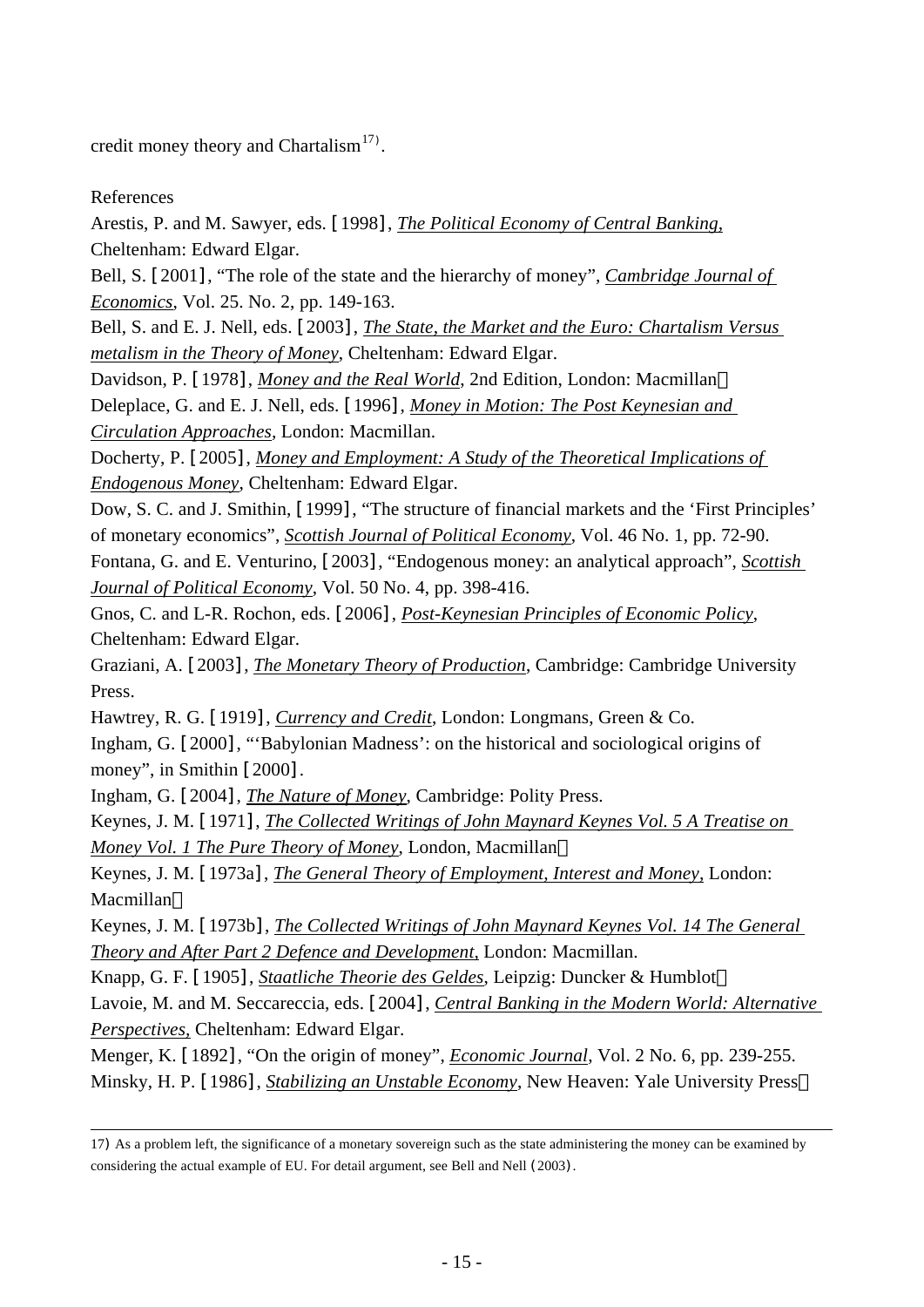credit money theory and Chartalism[17].

References

Arestis, P. and M. Sawyer, eds.［1998］, *The Political Economy of Central Banking*, Cheltenham: Edward Elgar.

Bell, S.［2001］, "The role of the state and the hierarchy of money", *Cambridge Journal of Economics*, Vol. 25. No. 2, pp. 149-163.

Bell, S. and E. J. Nell, eds.［2003］, *The State, the Market and the Euro: Chartalism Versus metalism in the Theory of Money*, Cheltenham: Edward Elgar.

Davidson, P.［1978］, *Money and the Real World*, 2nd Edition, London: Macmillan．

Deleplace, G. and E. J. Nell, eds.［1996］, *Money in Motion: The Post Keynesian and Circulation Approaches*, London: Macmillan.

Docherty, P.［2005］, *Money and Employment: A Study of the Theoretical Implications of Endogenous Money*, Cheltenham: Edward Elgar.

Dow, S. C. and J. Smithin,［1999］, "The structure of financial markets and the 'First Principles' of monetary economics", *Scottish Journal of Political Economy*, Vol. 46 No. 1, pp. 72-90.

Fontana, G. and E. Venturino,［2003］, "Endogenous money: an analytical approach", *Scottish Journal of Political Economy*, Vol. 50 No. 4, pp. 398-416.

Gnos, C. and L-R. Rochon, eds.［2006］, *Post-Keynesian Principles of Economic Policy*, Cheltenham: Edward Elgar.

Graziani, A.［2003］, *The Monetary Theory of Production*, Cambridge: Cambridge University Press.

Hawtrey, R. G.［1919］, *Currency and Credit*, London: Longmans, Green & Co.

Ingham, G.［2000］, "'Babylonian Madness': on the historical and sociological origins of money", in Smithin［2000］.

Ingham, G.［2004］, *The Nature of Money*, Cambridge: Polity Press.

Keynes, J. M.［1971］, *The Collected Writings of John Maynard Keynes Vol. 5 A Treatise on Money Vol. 1 The Pure Theory of Money*, London, Macmillan．

Keynes, J. M.［1973a］, *The General Theory of Employment, Interest and Money*, London: Macmillan．

Keynes, J. M.［1973b］, *The Collected Writings of John Maynard Keynes Vol. 14 The General Theory and After Part 2 Defence and Development*, London: Macmillan.

Knapp, G. F.［1905］, *Staatliche Theorie des Geldes*, Leipzig: Duncker & Humblot．

Lavoie, M. and M. Seccareccia, eds.［2004］, *Central Banking in the Modern World: Alternative Perspectives*, Cheltenham: Edward Elgar.

Menger, K.［1892］, "On the origin of money", *Economic Journal*, Vol. 2 No. 6, pp. 239-255.

Minsky, H. P.［1986］, *Stabilizing an Unstable Economy*, New Heaven: Yale University Press．

---

17）As a problem left, the significance of a monetary sovereign such as the state administering the money can be examined by considering the actual example of EU. For detail argument, see Bell and Nell（2003）.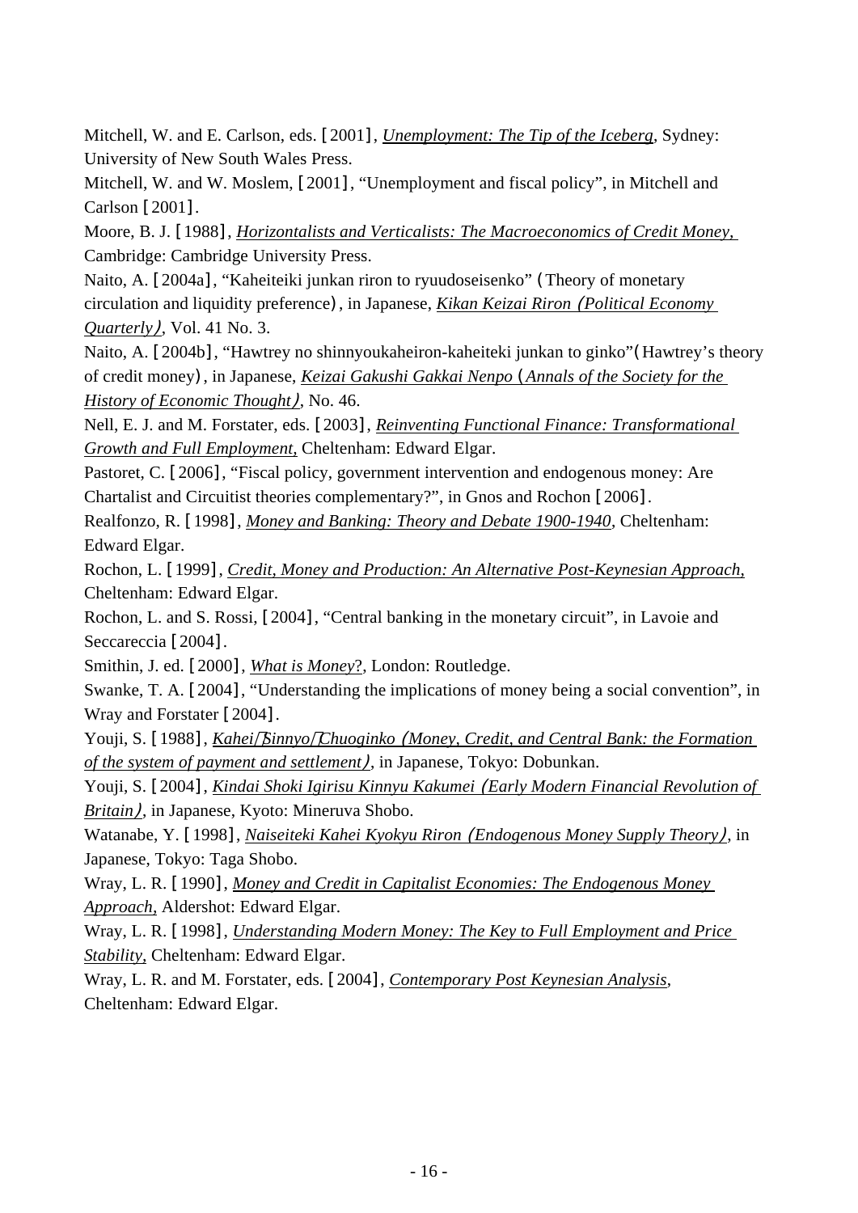Mitchell, W. and E. Carlson, eds. [2001], *Unemployment: The Tip of the Iceberg*, Sydney: University of New South Wales Press.

Mitchell, W. and W. Moslem, [2001], "Unemployment and fiscal policy", in Mitchell and Carlson [2001].

Moore, B. J. [1988], *Horizontalists and Verticalists: The Macroeconomics of Credit Money,* Cambridge: Cambridge University Press.

Naito, A. [2004a], "Kaheiteiki junkan riron to ryuudoseisenko" (Theory of monetary circulation and liquidity preference), in Japanese, *Kikan Keizai Riron (Political Economy Quarterly)*, Vol. 41 No. 3.

Naito, A. [2004b], "Hawtrey no shinnyoukaheiron-kaheiteki junkan to ginko"(Hawtrey's theory of credit money), in Japanese, *Keizai Gakushi Gakkai Nenpo* (*Annals of the Society for the History of Economic Thought*), No. 46.

Nell, E. J. and M. Forstater, eds. [2003], *Reinventing Functional Finance: Transformational Growth and Full Employment,* Cheltenham: Edward Elgar.

Pastoret, C. [2006], "Fiscal policy, government intervention and endogenous money: Are Chartalist and Circuitist theories complementary?", in Gnos and Rochon [2006].

Realfonzo, R. [1998], *Money and Banking: Theory and Debate 1900-1940*, Cheltenham: Edward Elgar.

Rochon, L. [1999], *Credit, Money and Production: An Alternative Post-Keynesian Approach,* Cheltenham: Edward Elgar.

Rochon, L. and S. Rossi, [2004], "Central banking in the monetary circuit", in Lavoie and Seccareccia [2004].

Smithin, J. ed. [2000], *What is Money*?, London: Routledge.

Swanke, T. A. [2004], "Understanding the implications of money being a social convention", in Wray and Forstater [2004].

Youji, S. [1988], *Kahei/Sinnyo/Chuoginko (Money, Credit, and Central Bank: the Formation of the system of payment and settlement)*, in Japanese, Tokyo: Dobunkan.

Youji, S. [2004], *Kindai Shoki Igirisu Kinnyu Kakumei (Early Modern Financial Revolution of Britain)*, in Japanese, Kyoto: Mineruva Shobo.

Watanabe, Y. [1998], *Naiseiteki Kahei Kyokyu Riron (Endogenous Money Supply Theory)*, in Japanese, Tokyo: Taga Shobo.

Wray, L. R. [1990], *Money and Credit in Capitalist Economies: The Endogenous Money Approach,* Aldershot: Edward Elgar.

Wray, L. R. [1998], *Understanding Modern Money: The Key to Full Employment and Price Stability,* Cheltenham: Edward Elgar.

Wray, L. R. and M. Forstater, eds. [2004], *Contemporary Post Keynesian Analysis*, Cheltenham: Edward Elgar.